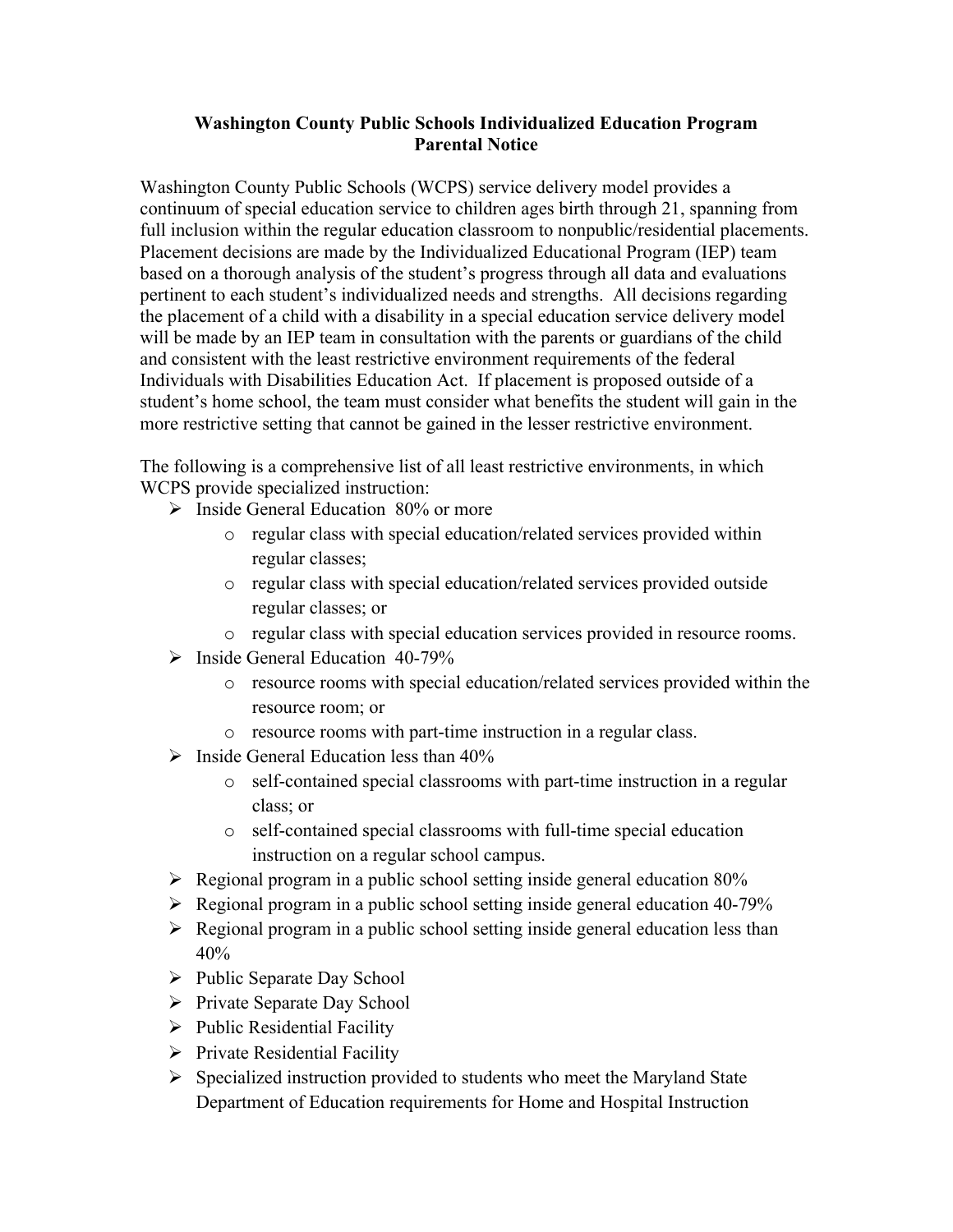**Washington County Public Schools Individualized Education Program**
**Parental Notice**

Washington County Public Schools (WCPS) service delivery model provides a continuum of special education service to children ages birth through 21, spanning from full inclusion within the regular education classroom to nonpublic/residential placements. Placement decisions are made by the Individualized Educational Program (IEP) team based on a thorough analysis of the student's progress through all data and evaluations pertinent to each student's individualized needs and strengths. All decisions regarding the placement of a child with a disability in a special education service delivery model will be made by an IEP team in consultation with the parents or guardians of the child and consistent with the least restrictive environment requirements of the federal Individuals with Disabilities Education Act. If placement is proposed outside of a student's home school, the team must consider what benefits the student will gain in the more restrictive setting that cannot be gained in the lesser restrictive environment.

The following is a comprehensive list of all least restrictive environments, in which WCPS provide specialized instruction:

- Inside General Education 80% or more
  - regular class with special education/related services provided within regular classes;
  - regular class with special education/related services provided outside regular classes; or
  - regular class with special education services provided in resource rooms.
- Inside General Education 40-79%
  - resource rooms with special education/related services provided within the resource room; or
  - resource rooms with part-time instruction in a regular class.
- Inside General Education less than 40%
  - self-contained special classrooms with part-time instruction in a regular class; or
  - self-contained special classrooms with full-time special education instruction on a regular school campus.
- Regional program in a public school setting inside general education 80%
- Regional program in a public school setting inside general education 40-79%
- Regional program in a public school setting inside general education less than 40%
- Public Separate Day School
- Private Separate Day School
- Public Residential Facility
- Private Residential Facility
- Specialized instruction provided to students who meet the Maryland State Department of Education requirements for Home and Hospital Instruction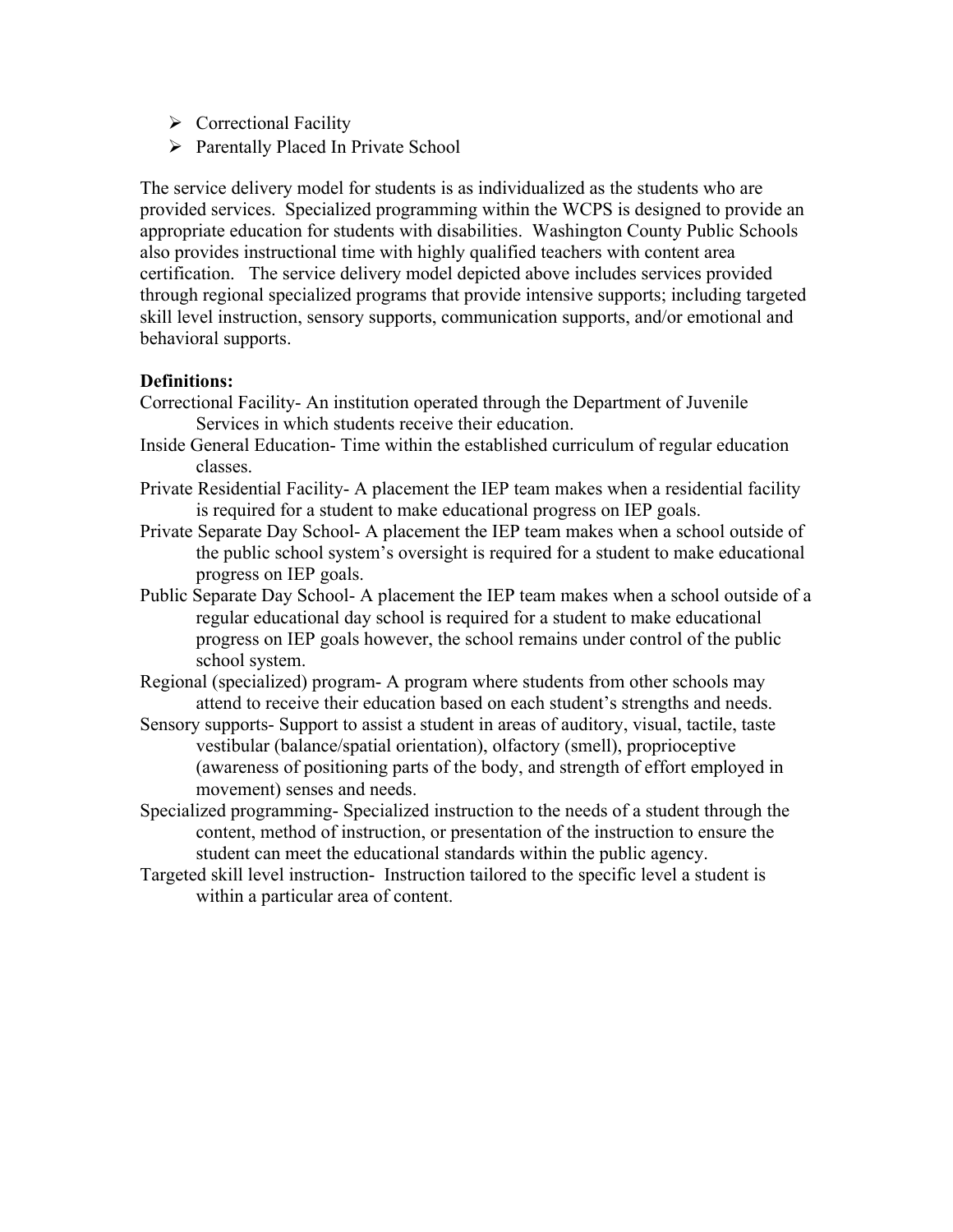- Correctional Facility
- Parentally Placed In Private School

The service delivery model for students is as individualized as the students who are provided services. Specialized programming within the WCPS is designed to provide an appropriate education for students with disabilities. Washington County Public Schools also provides instructional time with highly qualified teachers with content area certification. The service delivery model depicted above includes services provided through regional specialized programs that provide intensive supports; including targeted skill level instruction, sensory supports, communication supports, and/or emotional and behavioral supports.

**Definitions:**

Correctional Facility- An institution operated through the Department of Juvenile Services in which students receive their education.

Inside General Education- Time within the established curriculum of regular education classes.

Private Residential Facility- A placement the IEP team makes when a residential facility is required for a student to make educational progress on IEP goals.

Private Separate Day School- A placement the IEP team makes when a school outside of the public school system's oversight is required for a student to make educational progress on IEP goals.

Public Separate Day School- A placement the IEP team makes when a school outside of a regular educational day school is required for a student to make educational progress on IEP goals however, the school remains under control of the public school system.

Regional (specialized) program- A program where students from other schools may attend to receive their education based on each student's strengths and needs.

Sensory supports- Support to assist a student in areas of auditory, visual, tactile, taste vestibular (balance/spatial orientation), olfactory (smell), proprioceptive (awareness of positioning parts of the body, and strength of effort employed in movement) senses and needs.

Specialized programming- Specialized instruction to the needs of a student through the content, method of instruction, or presentation of the instruction to ensure the student can meet the educational standards within the public agency.

Targeted skill level instruction- Instruction tailored to the specific level a student is within a particular area of content.